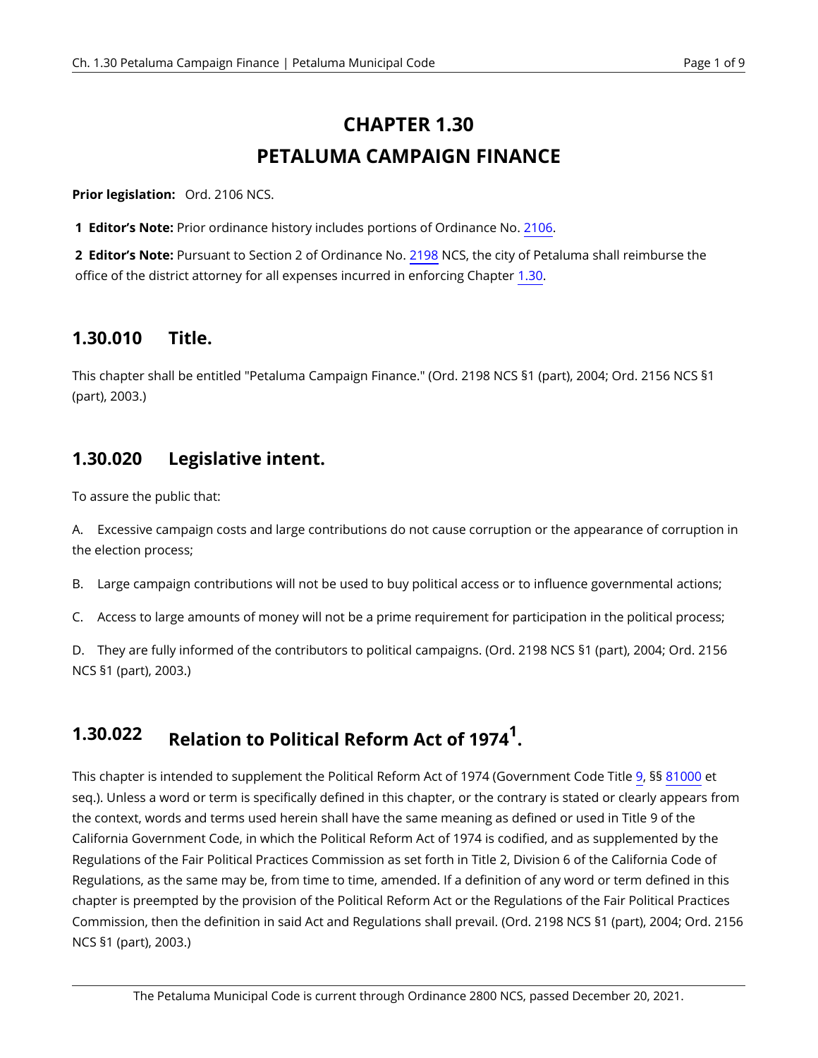# CHAPTER 1.30
# PETALUMA CAMPAIGN FINANCE

**Prior legislation:** Ord. 2106 NCS.

**1 Editor's Note:** Prior ordinance history includes portions of Ordinance No. 2106.

**2 Editor's Note:** Pursuant to Section 2 of Ordinance No. 2198 NCS, the city of Petaluma shall reimburse the office of the district attorney for all expenses incurred in enforcing Chapter 1.30.

## 1.30.010 Title.

This chapter shall be entitled "Petaluma Campaign Finance." (Ord. 2198 NCS §1 (part), 2004; Ord. 2156 NCS §1 (part), 2003.)

## 1.30.020 Legislative intent.

To assure the public that:

A. Excessive campaign costs and large contributions do not cause corruption or the appearance of corruption in the election process;

B. Large campaign contributions will not be used to buy political access or to influence governmental actions;

C. Access to large amounts of money will not be a prime requirement for participation in the political process;

D. They are fully informed of the contributors to political campaigns. (Ord. 2198 NCS §1 (part), 2004; Ord. 2156 NCS §1 (part), 2003.)

## 1.30.022 Relation to Political Reform Act of 1974[1].

This chapter is intended to supplement the Political Reform Act of 1974 (Government Code Title 9, §§ 81000 et seq.). Unless a word or term is specifically defined in this chapter, or the contrary is stated or clearly appears from the context, words and terms used herein shall have the same meaning as defined or used in Title 9 of the California Government Code, in which the Political Reform Act of 1974 is codified, and as supplemented by the Regulations of the Fair Political Practices Commission as set forth in Title 2, Division 6 of the California Code of Regulations, as the same may be, from time to time, amended. If a definition of any word or term defined in this chapter is preempted by the provision of the Political Reform Act or the Regulations of the Fair Political Practices Commission, then the definition in said Act and Regulations shall prevail. (Ord. 2198 NCS §1 (part), 2004; Ord. 2156 NCS §1 (part), 2003.)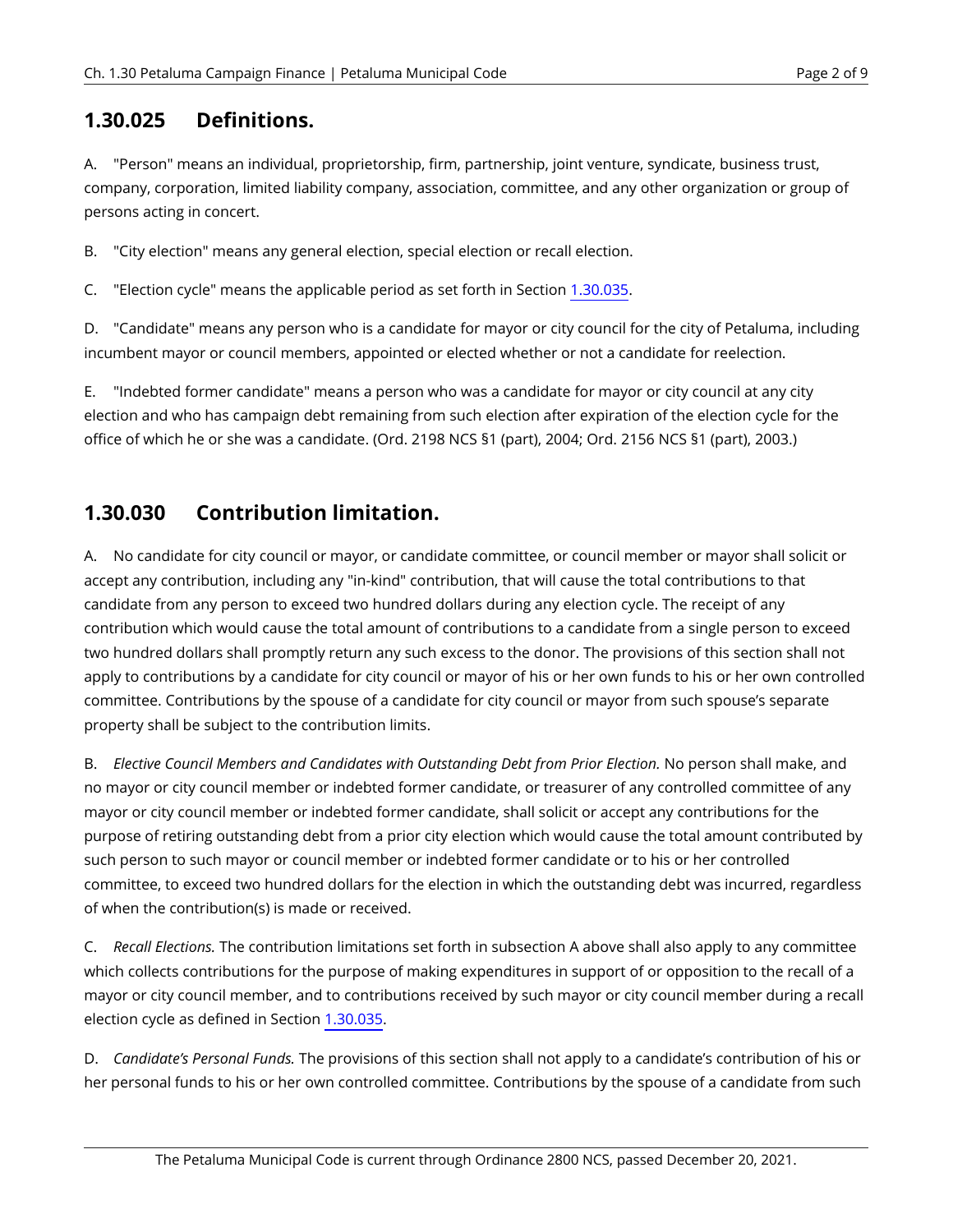## 1.30.025 Definitions.

A. "Person" means an individual, proprietorship, firm, partnership, joint venture, syndicate, business trust, company, corporation, limited liability company, association, committee, and any other organization or group of persons acting in concert.

B. "City election" means any general election, special election or recall election.

C. "Election cycle" means the applicable period as set forth in Section 1.30.035.

D. "Candidate" means any person who is a candidate for mayor or city council for the city of Petaluma, including incumbent mayor or council members, appointed or elected whether or not a candidate for reelection.

E. "Indebted former candidate" means a person who was a candidate for mayor or city council at any city election and who has campaign debt remaining from such election after expiration of the election cycle for the office of which he or she was a candidate. (Ord. 2198 NCS §1 (part), 2004; Ord. 2156 NCS §1 (part), 2003.)

## 1.30.030 Contribution limitation.

A. No candidate for city council or mayor, or candidate committee, or council member or mayor shall solicit or accept any contribution, including any "in-kind" contribution, that will cause the total contributions to that candidate from any person to exceed two hundred dollars during any election cycle. The receipt of any contribution which would cause the total amount of contributions to a candidate from a single person to exceed two hundred dollars shall promptly return any such excess to the donor. The provisions of this section shall not apply to contributions by a candidate for city council or mayor of his or her own funds to his or her own controlled committee. Contributions by the spouse of a candidate for city council or mayor from such spouse's separate property shall be subject to the contribution limits.

B. *Elective Council Members and Candidates with Outstanding Debt from Prior Election.* No person shall make, and no mayor or city council member or indebted former candidate, or treasurer of any controlled committee of any mayor or city council member or indebted former candidate, shall solicit or accept any contributions for the purpose of retiring outstanding debt from a prior city election which would cause the total amount contributed by such person to such mayor or council member or indebted former candidate or to his or her controlled committee, to exceed two hundred dollars for the election in which the outstanding debt was incurred, regardless of when the contribution(s) is made or received.

C. *Recall Elections.* The contribution limitations set forth in subsection A above shall also apply to any committee which collects contributions for the purpose of making expenditures in support of or opposition to the recall of a mayor or city council member, and to contributions received by such mayor or city council member during a recall election cycle as defined in Section 1.30.035.

D. *Candidate's Personal Funds.* The provisions of this section shall not apply to a candidate's contribution of his or her personal funds to his or her own controlled committee. Contributions by the spouse of a candidate from such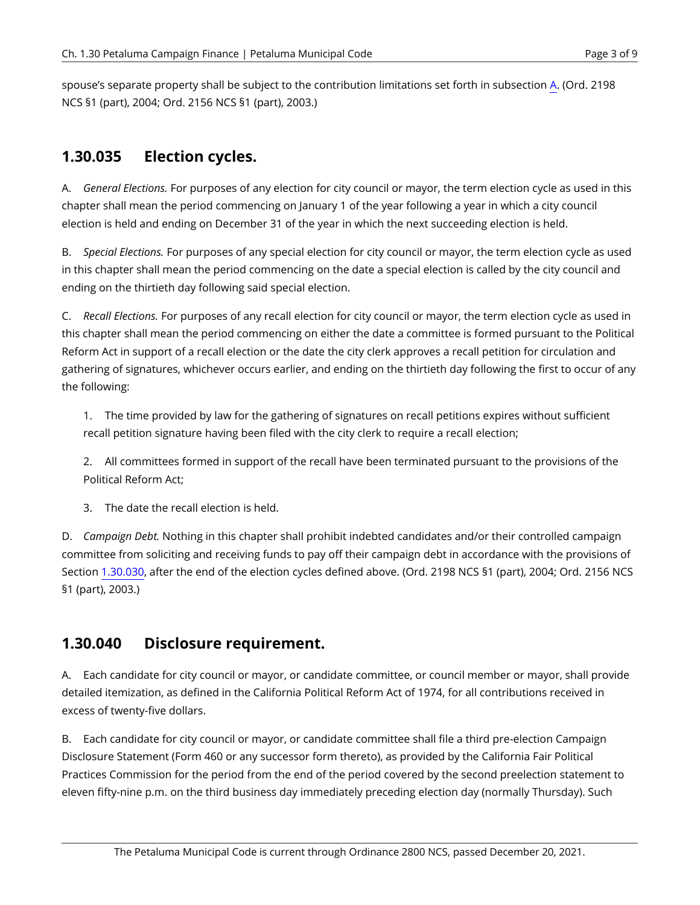spouse's separate property shall be subject to the contribution limitations set forth in subsection A. (Ord. 2198 NCS §1 (part), 2004; Ord. 2156 NCS §1 (part), 2003.)

## 1.30.035 Election cycles.

A. *General Elections.* For purposes of any election for city council or mayor, the term election cycle as used in this chapter shall mean the period commencing on January 1 of the year following a year in which a city council election is held and ending on December 31 of the year in which the next succeeding election is held.

B. *Special Elections.* For purposes of any special election for city council or mayor, the term election cycle as used in this chapter shall mean the period commencing on the date a special election is called by the city council and ending on the thirtieth day following said special election.

C. *Recall Elections.* For purposes of any recall election for city council or mayor, the term election cycle as used in this chapter shall mean the period commencing on either the date a committee is formed pursuant to the Political Reform Act in support of a recall election or the date the city clerk approves a recall petition for circulation and gathering of signatures, whichever occurs earlier, and ending on the thirtieth day following the first to occur of any the following:

1. The time provided by law for the gathering of signatures on recall petitions expires without sufficient recall petition signature having been filed with the city clerk to require a recall election;

2. All committees formed in support of the recall have been terminated pursuant to the provisions of the Political Reform Act;

3. The date the recall election is held.

D. *Campaign Debt.* Nothing in this chapter shall prohibit indebted candidates and/or their controlled campaign committee from soliciting and receiving funds to pay off their campaign debt in accordance with the provisions of Section 1.30.030, after the end of the election cycles defined above. (Ord. 2198 NCS §1 (part), 2004; Ord. 2156 NCS §1 (part), 2003.)

## 1.30.040 Disclosure requirement.

A. Each candidate for city council or mayor, or candidate committee, or council member or mayor, shall provide detailed itemization, as defined in the California Political Reform Act of 1974, for all contributions received in excess of twenty-five dollars.

B. Each candidate for city council or mayor, or candidate committee shall file a third pre-election Campaign Disclosure Statement (Form 460 or any successor form thereto), as provided by the California Fair Political Practices Commission for the period from the end of the period covered by the second preelection statement to eleven fifty-nine p.m. on the third business day immediately preceding election day (normally Thursday). Such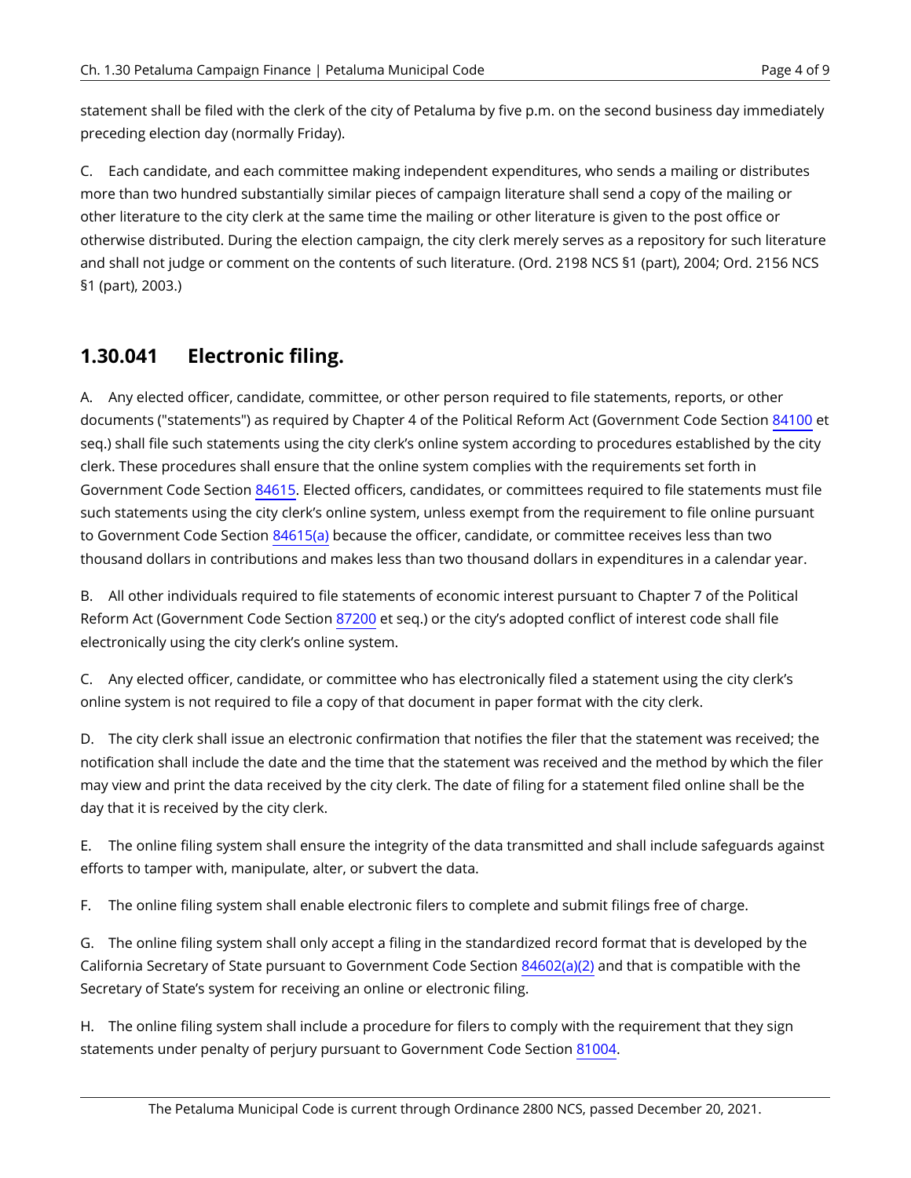statement shall be filed with the clerk of the city of Petaluma by five p.m. on the second business day immediately preceding election day (normally Friday).

C. Each candidate, and each committee making independent expenditures, who sends a mailing or distributes more than two hundred substantially similar pieces of campaign literature shall send a copy of the mailing or other literature to the city clerk at the same time the mailing or other literature is given to the post office or otherwise distributed. During the election campaign, the city clerk merely serves as a repository for such literature and shall not judge or comment on the contents of such literature. (Ord. 2198 NCS §1 (part), 2004; Ord. 2156 NCS §1 (part), 2003.)

## 1.30.041 Electronic filing.

A. Any elected officer, candidate, committee, or other person required to file statements, reports, or other documents ("statements") as required by Chapter 4 of the Political Reform Act (Government Code Section 84100 et seq.) shall file such statements using the city clerk's online system according to procedures established by the city clerk. These procedures shall ensure that the online system complies with the requirements set forth in Government Code Section 84615. Elected officers, candidates, or committees required to file statements must file such statements using the city clerk's online system, unless exempt from the requirement to file online pursuant to Government Code Section 84615(a) because the officer, candidate, or committee receives less than two thousand dollars in contributions and makes less than two thousand dollars in expenditures in a calendar year.

B. All other individuals required to file statements of economic interest pursuant to Chapter 7 of the Political Reform Act (Government Code Section 87200 et seq.) or the city's adopted conflict of interest code shall file electronically using the city clerk's online system.

C. Any elected officer, candidate, or committee who has electronically filed a statement using the city clerk's online system is not required to file a copy of that document in paper format with the city clerk.

D. The city clerk shall issue an electronic confirmation that notifies the filer that the statement was received; the notification shall include the date and the time that the statement was received and the method by which the filer may view and print the data received by the city clerk. The date of filing for a statement filed online shall be the day that it is received by the city clerk.

E. The online filing system shall ensure the integrity of the data transmitted and shall include safeguards against efforts to tamper with, manipulate, alter, or subvert the data.

F. The online filing system shall enable electronic filers to complete and submit filings free of charge.

G. The online filing system shall only accept a filing in the standardized record format that is developed by the California Secretary of State pursuant to Government Code Section 84602(a)(2) and that is compatible with the Secretary of State's system for receiving an online or electronic filing.

H. The online filing system shall include a procedure for filers to comply with the requirement that they sign statements under penalty of perjury pursuant to Government Code Section 81004.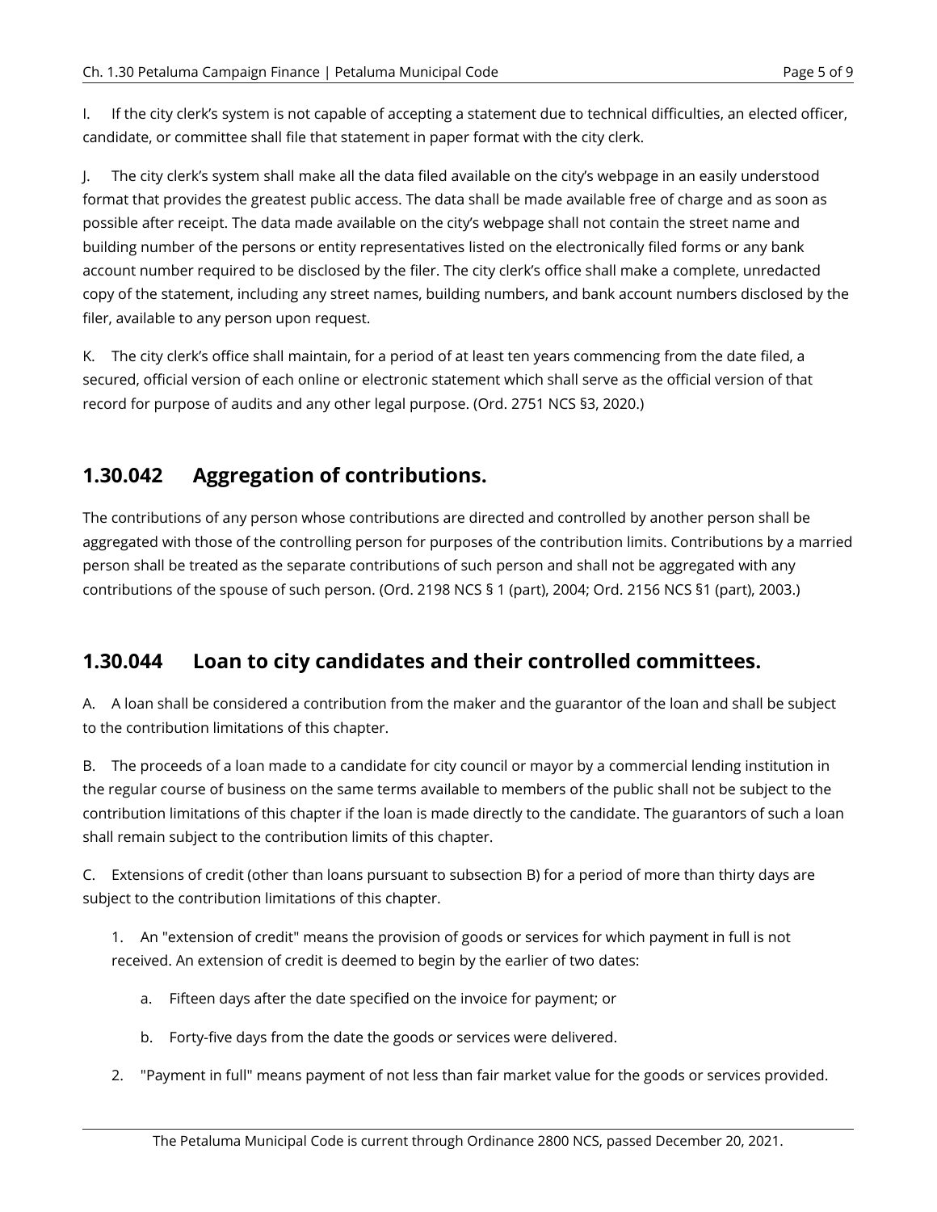I. If the city clerk's system is not capable of accepting a statement due to technical difficulties, an elected officer, candidate, or committee shall file that statement in paper format with the city clerk.

J. The city clerk's system shall make all the data filed available on the city's webpage in an easily understood format that provides the greatest public access. The data shall be made available free of charge and as soon as possible after receipt. The data made available on the city's webpage shall not contain the street name and building number of the persons or entity representatives listed on the electronically filed forms or any bank account number required to be disclosed by the filer. The city clerk's office shall make a complete, unredacted copy of the statement, including any street names, building numbers, and bank account numbers disclosed by the filer, available to any person upon request.

K. The city clerk's office shall maintain, for a period of at least ten years commencing from the date filed, a secured, official version of each online or electronic statement which shall serve as the official version of that record for purpose of audits and any other legal purpose. (Ord. 2751 NCS §3, 2020.)

## 1.30.042 Aggregation of contributions.

The contributions of any person whose contributions are directed and controlled by another person shall be aggregated with those of the controlling person for purposes of the contribution limits. Contributions by a married person shall be treated as the separate contributions of such person and shall not be aggregated with any contributions of the spouse of such person. (Ord. 2198 NCS § 1 (part), 2004; Ord. 2156 NCS §1 (part), 2003.)

## 1.30.044 Loan to city candidates and their controlled committees.

A. A loan shall be considered a contribution from the maker and the guarantor of the loan and shall be subject to the contribution limitations of this chapter.

B. The proceeds of a loan made to a candidate for city council or mayor by a commercial lending institution in the regular course of business on the same terms available to members of the public shall not be subject to the contribution limitations of this chapter if the loan is made directly to the candidate. The guarantors of such a loan shall remain subject to the contribution limits of this chapter.

C. Extensions of credit (other than loans pursuant to subsection B) for a period of more than thirty days are subject to the contribution limitations of this chapter.

1. An "extension of credit" means the provision of goods or services for which payment in full is not received. An extension of credit is deemed to begin by the earlier of two dates:
   a. Fifteen days after the date specified on the invoice for payment; or
   b. Forty-five days from the date the goods or services were delivered.
2. "Payment in full" means payment of not less than fair market value for the goods or services provided.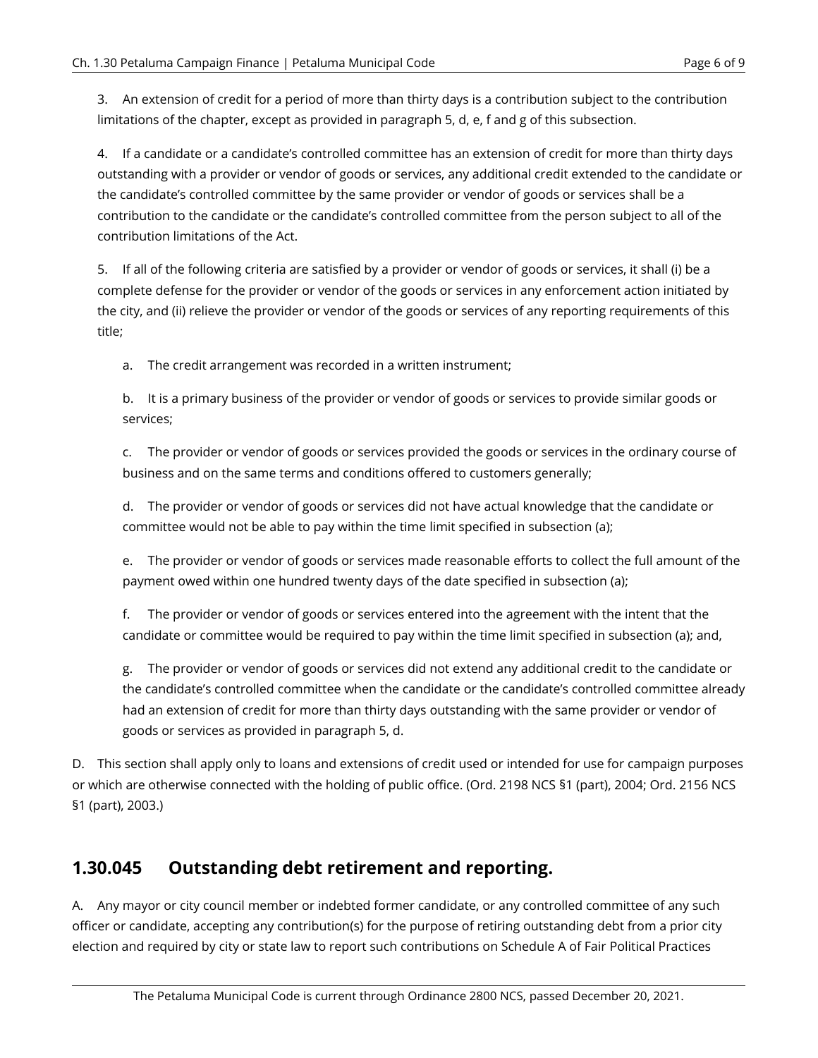3. An extension of credit for a period of more than thirty days is a contribution subject to the contribution limitations of the chapter, except as provided in paragraph 5, d, e, f and g of this subsection.

4. If a candidate or a candidate's controlled committee has an extension of credit for more than thirty days outstanding with a provider or vendor of goods or services, any additional credit extended to the candidate or the candidate's controlled committee by the same provider or vendor of goods or services shall be a contribution to the candidate or the candidate's controlled committee from the person subject to all of the contribution limitations of the Act.

5. If all of the following criteria are satisfied by a provider or vendor of goods or services, it shall (i) be a complete defense for the provider or vendor of the goods or services in any enforcement action initiated by the city, and (ii) relieve the provider or vendor of the goods or services of any reporting requirements of this title;

a. The credit arrangement was recorded in a written instrument;

b. It is a primary business of the provider or vendor of goods or services to provide similar goods or services;

c. The provider or vendor of goods or services provided the goods or services in the ordinary course of business and on the same terms and conditions offered to customers generally;

d. The provider or vendor of goods or services did not have actual knowledge that the candidate or committee would not be able to pay within the time limit specified in subsection (a);

e. The provider or vendor of goods or services made reasonable efforts to collect the full amount of the payment owed within one hundred twenty days of the date specified in subsection (a);

f. The provider or vendor of goods or services entered into the agreement with the intent that the candidate or committee would be required to pay within the time limit specified in subsection (a); and,

g. The provider or vendor of goods or services did not extend any additional credit to the candidate or the candidate's controlled committee when the candidate or the candidate's controlled committee already had an extension of credit for more than thirty days outstanding with the same provider or vendor of goods or services as provided in paragraph 5, d.

D. This section shall apply only to loans and extensions of credit used or intended for use for campaign purposes or which are otherwise connected with the holding of public office. (Ord. 2198 NCS §1 (part), 2004; Ord. 2156 NCS §1 (part), 2003.)

## 1.30.045 Outstanding debt retirement and reporting.

A. Any mayor or city council member or indebted former candidate, or any controlled committee of any such officer or candidate, accepting any contribution(s) for the purpose of retiring outstanding debt from a prior city election and required by city or state law to report such contributions on Schedule A of Fair Political Practices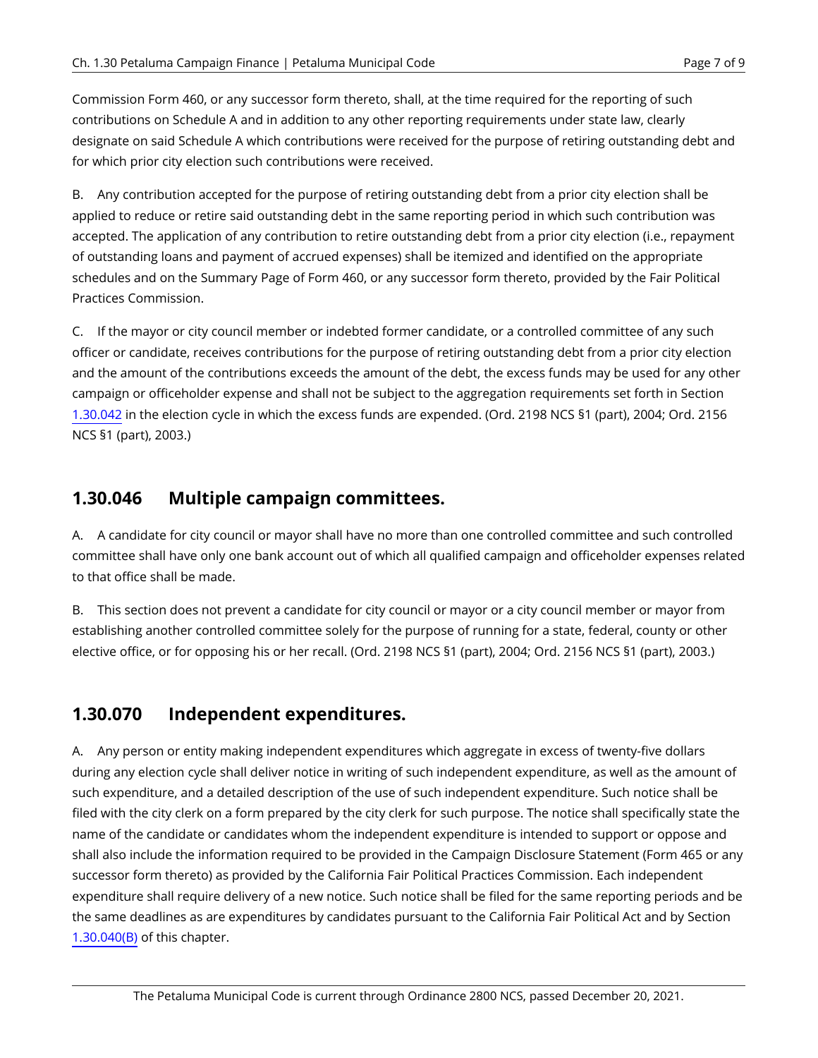Commission Form 460, or any successor form thereto, shall, at the time required for the reporting of such contributions on Schedule A and in addition to any other reporting requirements under state law, clearly designate on said Schedule A which contributions were received for the purpose of retiring outstanding debt and for which prior city election such contributions were received.

B. Any contribution accepted for the purpose of retiring outstanding debt from a prior city election shall be applied to reduce or retire said outstanding debt in the same reporting period in which such contribution was accepted. The application of any contribution to retire outstanding debt from a prior city election (i.e., repayment of outstanding loans and payment of accrued expenses) shall be itemized and identified on the appropriate schedules and on the Summary Page of Form 460, or any successor form thereto, provided by the Fair Political Practices Commission.

C. If the mayor or city council member or indebted former candidate, or a controlled committee of any such officer or candidate, receives contributions for the purpose of retiring outstanding debt from a prior city election and the amount of the contributions exceeds the amount of the debt, the excess funds may be used for any other campaign or officeholder expense and shall not be subject to the aggregation requirements set forth in Section 1.30.042 in the election cycle in which the excess funds are expended. (Ord. 2198 NCS §1 (part), 2004; Ord. 2156 NCS §1 (part), 2003.)

## 1.30.046 Multiple campaign committees.

A. A candidate for city council or mayor shall have no more than one controlled committee and such controlled committee shall have only one bank account out of which all qualified campaign and officeholder expenses related to that office shall be made.

B. This section does not prevent a candidate for city council or mayor or a city council member or mayor from establishing another controlled committee solely for the purpose of running for a state, federal, county or other elective office, or for opposing his or her recall. (Ord. 2198 NCS §1 (part), 2004; Ord. 2156 NCS §1 (part), 2003.)

## 1.30.070 Independent expenditures.

A. Any person or entity making independent expenditures which aggregate in excess of twenty-five dollars during any election cycle shall deliver notice in writing of such independent expenditure, as well as the amount of such expenditure, and a detailed description of the use of such independent expenditure. Such notice shall be filed with the city clerk on a form prepared by the city clerk for such purpose. The notice shall specifically state the name of the candidate or candidates whom the independent expenditure is intended to support or oppose and shall also include the information required to be provided in the Campaign Disclosure Statement (Form 465 or any successor form thereto) as provided by the California Fair Political Practices Commission. Each independent expenditure shall require delivery of a new notice. Such notice shall be filed for the same reporting periods and be the same deadlines as are expenditures by candidates pursuant to the California Fair Political Act and by Section 1.30.040(B) of this chapter.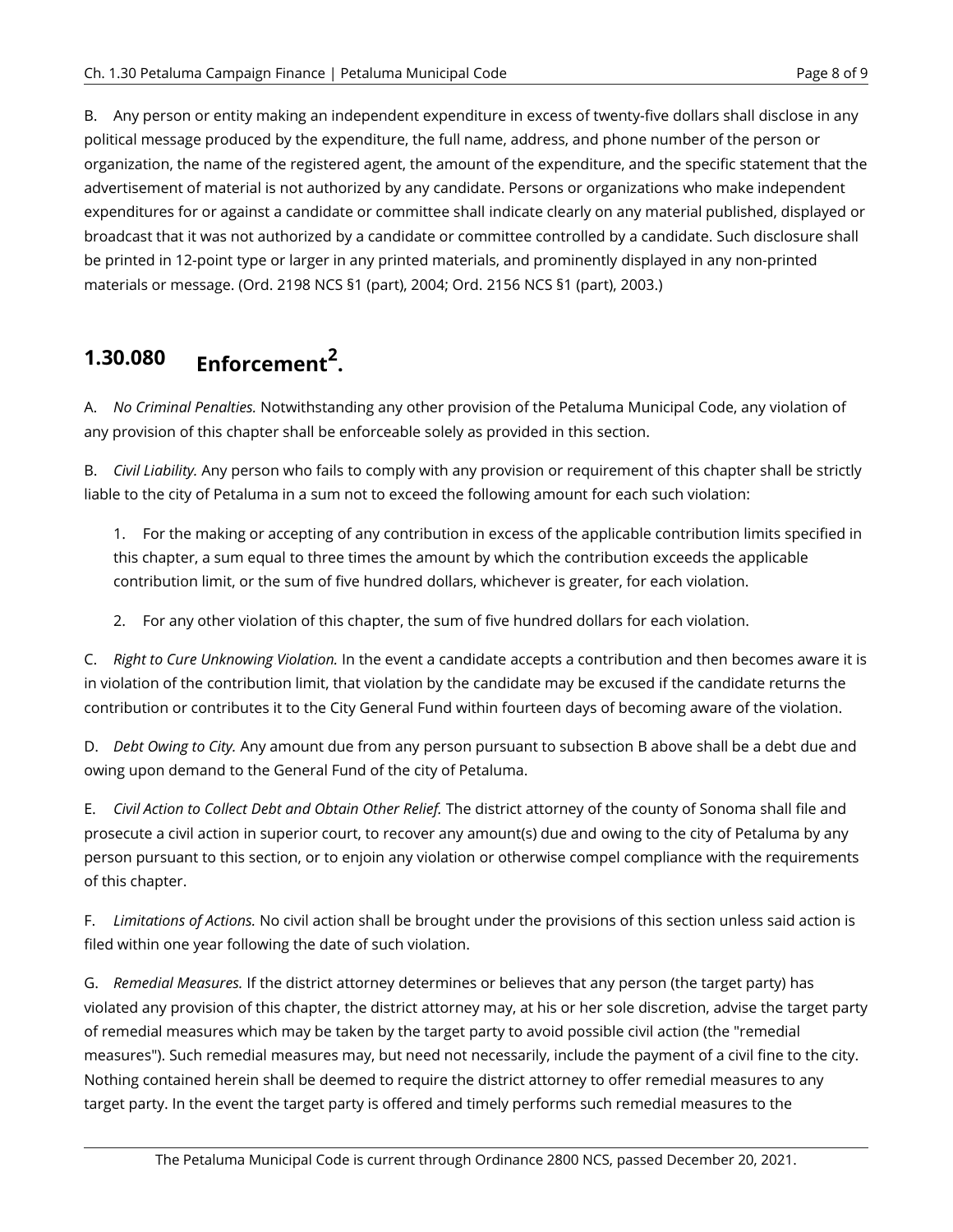B. Any person or entity making an independent expenditure in excess of twenty-five dollars shall disclose in any political message produced by the expenditure, the full name, address, and phone number of the person or organization, the name of the registered agent, the amount of the expenditure, and the specific statement that the advertisement of material is not authorized by any candidate. Persons or organizations who make independent expenditures for or against a candidate or committee shall indicate clearly on any material published, displayed or broadcast that it was not authorized by a candidate or committee controlled by a candidate. Such disclosure shall be printed in 12-point type or larger in any printed materials, and prominently displayed in any non-printed materials or message. (Ord. 2198 NCS §1 (part), 2004; Ord. 2156 NCS §1 (part), 2003.)

## 1.30.080 Enforcement[2].

A. *No Criminal Penalties.* Notwithstanding any other provision of the Petaluma Municipal Code, any violation of any provision of this chapter shall be enforceable solely as provided in this section.

B. *Civil Liability.* Any person who fails to comply with any provision or requirement of this chapter shall be strictly liable to the city of Petaluma in a sum not to exceed the following amount for each such violation:

1. For the making or accepting of any contribution in excess of the applicable contribution limits specified in this chapter, a sum equal to three times the amount by which the contribution exceeds the applicable contribution limit, or the sum of five hundred dollars, whichever is greater, for each violation.

2. For any other violation of this chapter, the sum of five hundred dollars for each violation.

C. *Right to Cure Unknowing Violation.* In the event a candidate accepts a contribution and then becomes aware it is in violation of the contribution limit, that violation by the candidate may be excused if the candidate returns the contribution or contributes it to the City General Fund within fourteen days of becoming aware of the violation.

D. *Debt Owing to City.* Any amount due from any person pursuant to subsection B above shall be a debt due and owing upon demand to the General Fund of the city of Petaluma.

E. *Civil Action to Collect Debt and Obtain Other Relief.* The district attorney of the county of Sonoma shall file and prosecute a civil action in superior court, to recover any amount(s) due and owing to the city of Petaluma by any person pursuant to this section, or to enjoin any violation or otherwise compel compliance with the requirements of this chapter.

F. *Limitations of Actions.* No civil action shall be brought under the provisions of this section unless said action is filed within one year following the date of such violation.

G. *Remedial Measures.* If the district attorney determines or believes that any person (the target party) has violated any provision of this chapter, the district attorney may, at his or her sole discretion, advise the target party of remedial measures which may be taken by the target party to avoid possible civil action (the "remedial measures"). Such remedial measures may, but need not necessarily, include the payment of a civil fine to the city. Nothing contained herein shall be deemed to require the district attorney to offer remedial measures to any target party. In the event the target party is offered and timely performs such remedial measures to the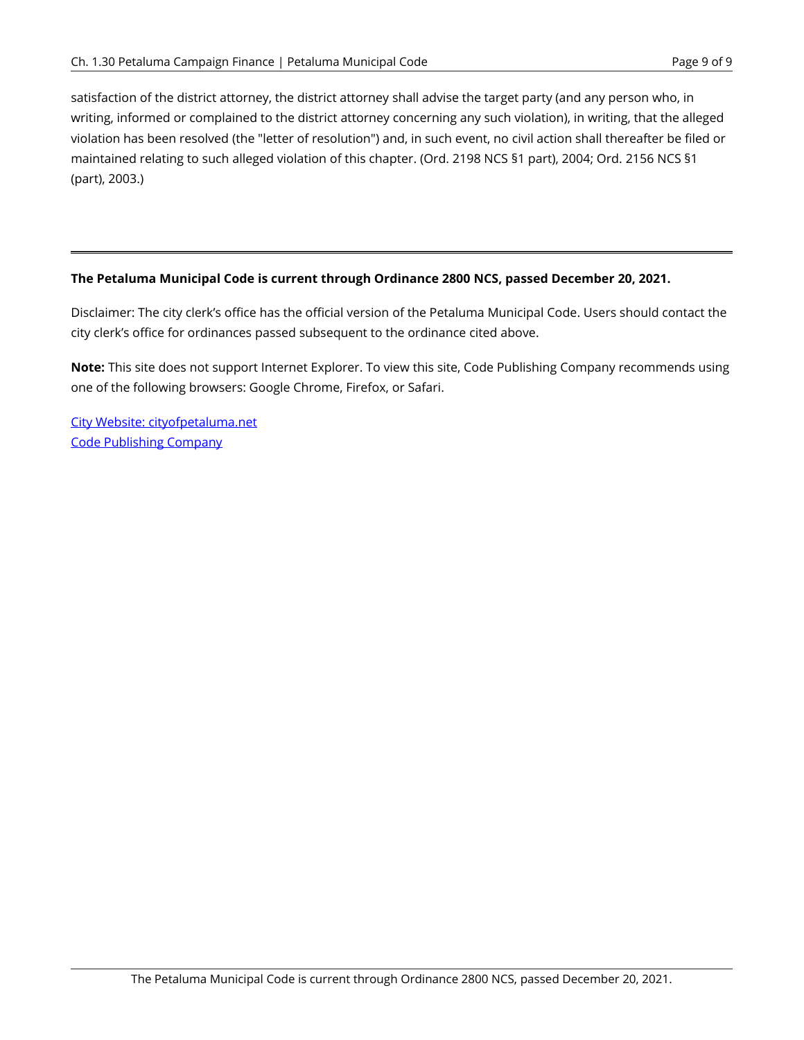satisfaction of the district attorney, the district attorney shall advise the target party (and any person who, in writing, informed or complained to the district attorney concerning any such violation), in writing, that the alleged violation has been resolved (the "letter of resolution") and, in such event, no civil action shall thereafter be filed or maintained relating to such alleged violation of this chapter. (Ord. 2198 NCS §1 part), 2004; Ord. 2156 NCS §1 (part), 2003.)

---

**The Petaluma Municipal Code is current through Ordinance 2800 NCS, passed December 20, 2021.**

Disclaimer: The city clerk's office has the official version of the Petaluma Municipal Code. Users should contact the city clerk's office for ordinances passed subsequent to the ordinance cited above.

**Note:** This site does not support Internet Explorer. To view this site, Code Publishing Company recommends using one of the following browsers: Google Chrome, Firefox, or Safari.

City Website: cityofpetaluma.net
Code Publishing Company